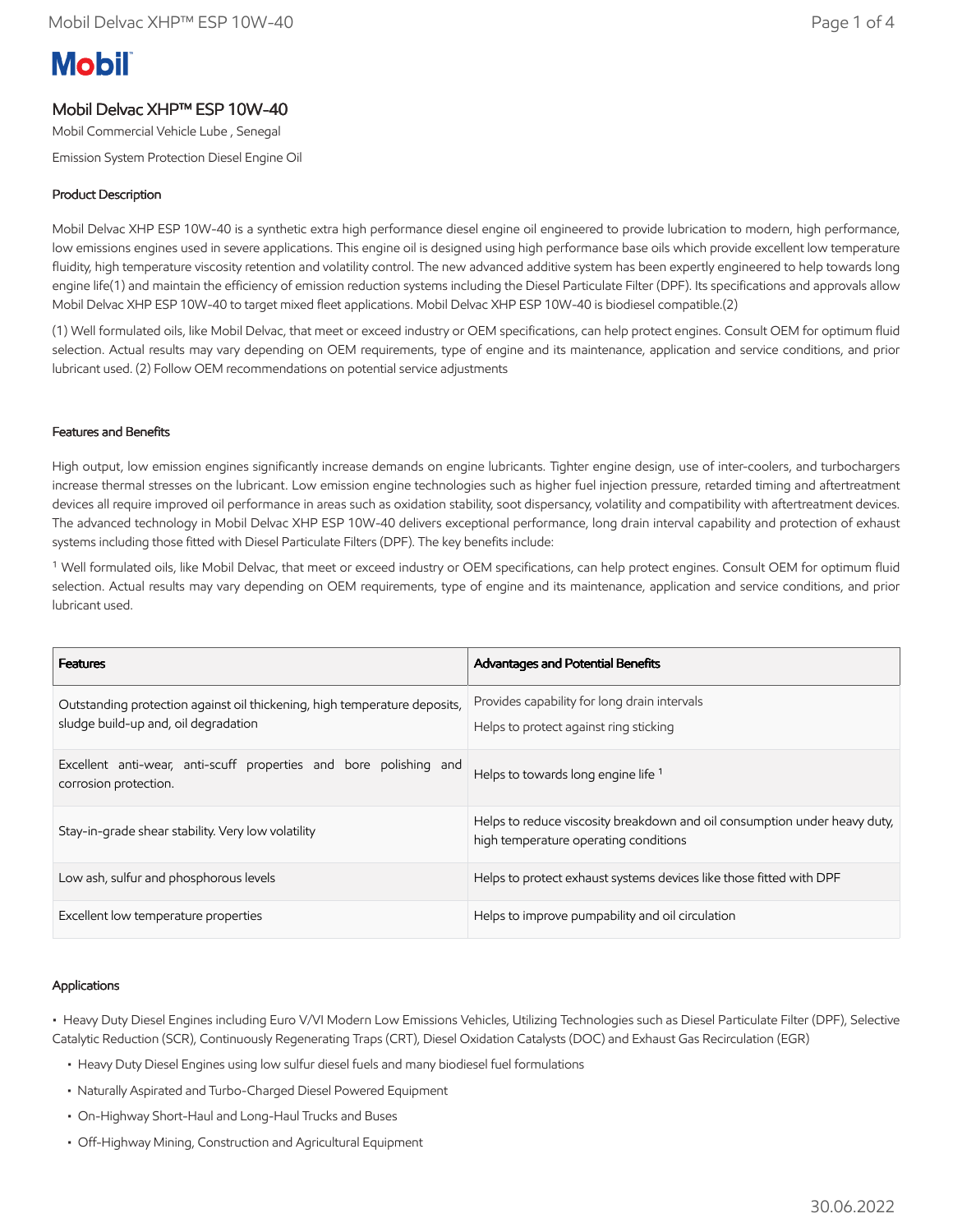**Mobil**

# Mobil Delvac XHP™ ESP 10W-40

Mobil Commercial Vehicle Lube , Senegal

Emission System Protection Diesel Engine Oil

## Product Description

Mobil Delvac XHP ESP 10W-40 is a synthetic extra high performance diesel engine oil engineered to provide lubrication to modern, high performance, low emissions engines used in severe applications. This engine oil is designed using high performance base oils which provide excellent low temperature fluidity, high temperature viscosity retention and volatility control. The new advanced additive system has been expertly engineered to help towards long engine life(1) and maintain the efficiency of emission reduction systems including the Diesel Particulate Filter (DPF). Its specifications and approvals allow Mobil Delvac XHP ESP 10W-40 to target mixed fleet applications. Mobil Delvac XHP ESP 10W-40 is biodiesel compatible.(2)

(1) Well formulated oils, like Mobil Delvac, that meet or exceed industry or OEM specifications, can help protect engines. Consult OEM for optimum fluid selection. Actual results may vary depending on OEM requirements, type of engine and its maintenance, application and service conditions, and prior lubricant used. (2) Follow OEM recommendations on potential service adjustments

## Features and Benefits

High output, low emission engines significantly increase demands on engine lubricants. Tighter engine design, use of inter-coolers, and turbochargers increase thermal stresses on the lubricant. Low emission engine technologies such as higher fuel injection pressure, retarded timing and aftertreatment devices all require improved oil performance in areas such as oxidation stability, soot dispersancy, volatility and compatibility with aftertreatment devices. The advanced technology in Mobil Delvac XHP ESP 10W-40 delivers exceptional performance, long drain interval capability and protection of exhaust systems including those fitted with Diesel Particulate Filters (DPF). The key benefits include:

[1] Well formulated oils, like Mobil Delvac, that meet or exceed industry or OEM specifications, can help protect engines. Consult OEM for optimum fluid selection. Actual results may vary depending on OEM requirements, type of engine and its maintenance, application and service conditions, and prior lubricant used.

| Features | Advantages and Potential Benefits |
| --- | --- |
| Outstanding protection against oil thickening, high temperature deposits, sludge build-up and, oil degradation | Provides capability for long drain intervals<br>Helps to protect against ring sticking |
| Excellent anti-wear, anti-scuff properties and bore polishing and corrosion protection. | Helps to towards long engine life [1] |
| Stay-in-grade shear stability. Very low volatility | Helps to reduce viscosity breakdown and oil consumption under heavy duty, high temperature operating conditions |
| Low ash, sulfur and phosphorous levels | Helps to protect exhaust systems devices like those fitted with DPF |
| Excellent low temperature properties | Helps to improve pumpability and oil circulation |

## Applications

- Heavy Duty Diesel Engines including Euro V/VI Modern Low Emissions Vehicles, Utilizing Technologies such as Diesel Particulate Filter (DPF), Selective Catalytic Reduction (SCR), Continuously Regenerating Traps (CRT), Diesel Oxidation Catalysts (DOC) and Exhaust Gas Recirculation (EGR)
  - Heavy Duty Diesel Engines using low sulfur diesel fuels and many biodiesel fuel formulations
  - Naturally Aspirated and Turbo-Charged Diesel Powered Equipment
  - On-Highway Short-Haul and Long-Haul Trucks and Buses
  - Off-Highway Mining, Construction and Agricultural Equipment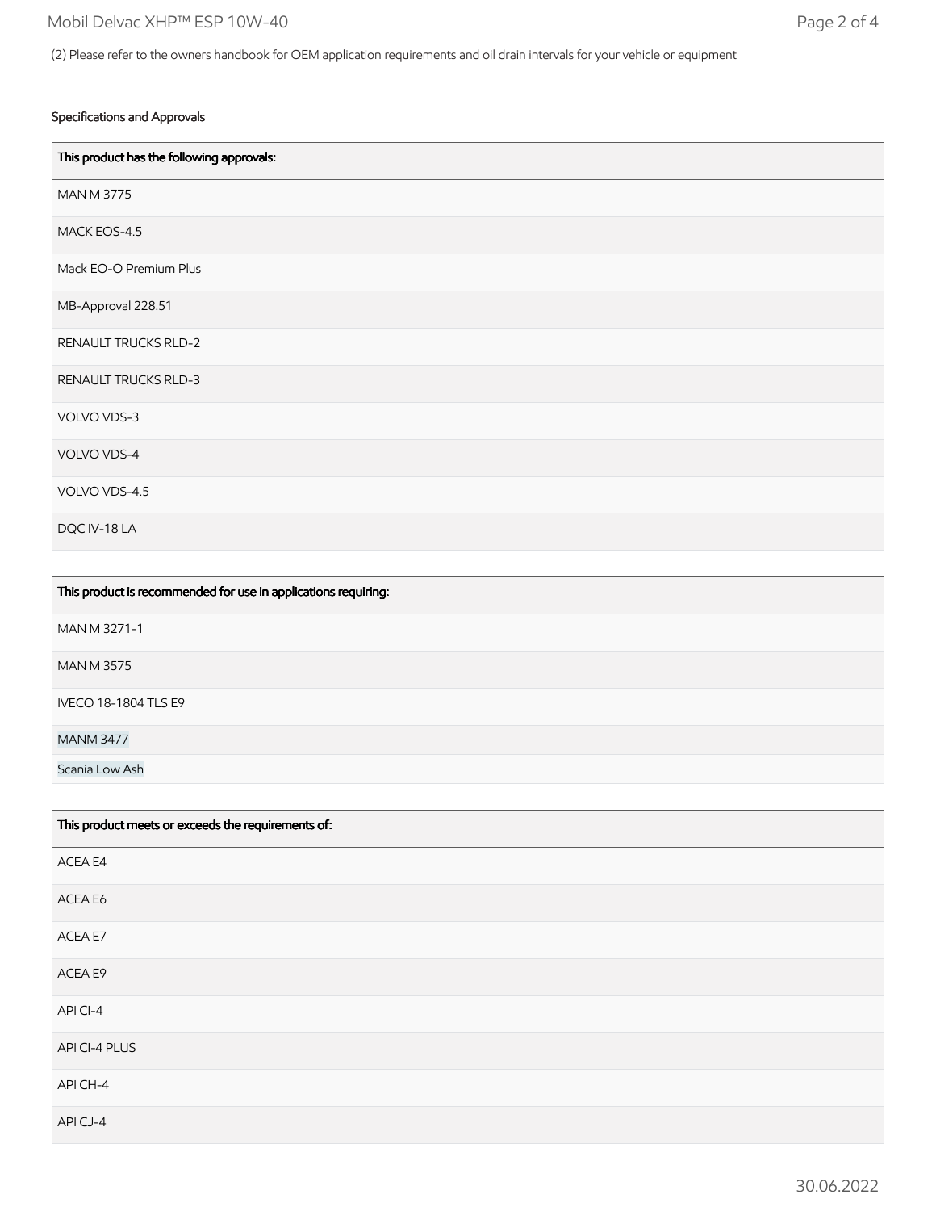(2) Please refer to the owners handbook for OEM application requirements and oil drain intervals for your vehicle or equipment

### Specifications and Approvals

| This product has the following approvals: |
| --- |
| MAN M 3775 |
| MACK EOS-4.5 |
| Mack EO-O Premium Plus |
| MB-Approval 228.51 |
| RENAULT TRUCKS RLD-2 |
| RENAULT TRUCKS RLD-3 |
| VOLVO VDS-3 |
| VOLVO VDS-4 |
| VOLVO VDS-4.5 |
| DQC IV-18 LA |

| This product is recommended for use in applications requiring: |
| --- |
| MAN M 3271-1 |
| MAN M 3575 |
| IVECO 18-1804 TLS E9 |
| MANM 3477 |
| Scania Low Ash |

| This product meets or exceeds the requirements of: |
| --- |
| ACEA E4 |
| ACEA E6 |
| ACEA E7 |
| ACEA E9 |
| API CI-4 |
| API CI-4 PLUS |
| API CH-4 |
| API CJ-4 |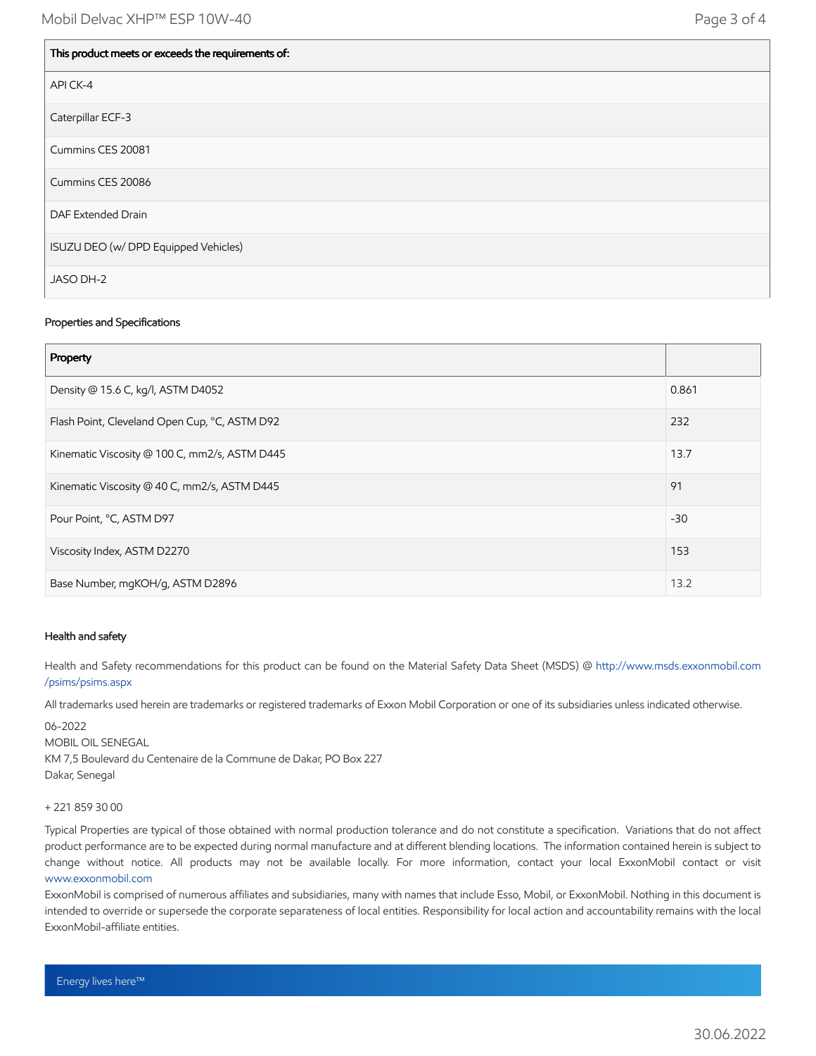| This product meets or exceeds the requirements of: |
| --- |
| API CK-4 |
| Caterpillar ECF-3 |
| Cummins CES 20081 |
| Cummins CES 20086 |
| DAF Extended Drain |
| ISUZU DEO (w/ DPD Equipped Vehicles) |
| JASO DH-2 |

### Properties and Specifications

| Property | |
| --- | --- |
| Density @ 15.6 C, kg/l, ASTM D4052 | 0.861 |
| Flash Point, Cleveland Open Cup, °C, ASTM D92 | 232 |
| Kinematic Viscosity @ 100 C, mm2/s, ASTM D445 | 13.7 |
| Kinematic Viscosity @ 40 C, mm2/s, ASTM D445 | 91 |
| Pour Point, °C, ASTM D97 | -30 |
| Viscosity Index, ASTM D2270 | 153 |
| Base Number, mgKOH/g, ASTM D2896 | 13.2 |

### Health and safety

Health and Safety recommendations for this product can be found on the Material Safety Data Sheet (MSDS) @ http://www.msds.exxonmobil.com/psims/psims.aspx

All trademarks used herein are trademarks or registered trademarks of Exxon Mobil Corporation or one of its subsidiaries unless indicated otherwise.

06-2022
MOBIL OIL SENEGAL
KM 7,5 Boulevard du Centenaire de la Commune de Dakar, PO Box 227
Dakar, Senegal

+ 221 859 30 00

Typical Properties are typical of those obtained with normal production tolerance and do not constitute a specification. Variations that do not affect product performance are to be expected during normal manufacture and at different blending locations. The information contained herein is subject to change without notice. All products may not be available locally. For more information, contact your local ExxonMobil contact or visit www.exxonmobil.com

ExxonMobil is comprised of numerous affiliates and subsidiaries, many with names that include Esso, Mobil, or ExxonMobil. Nothing in this document is intended to override or supersede the corporate separateness of local entities. Responsibility for local action and accountability remains with the local ExxonMobil-affiliate entities.

Energy lives here™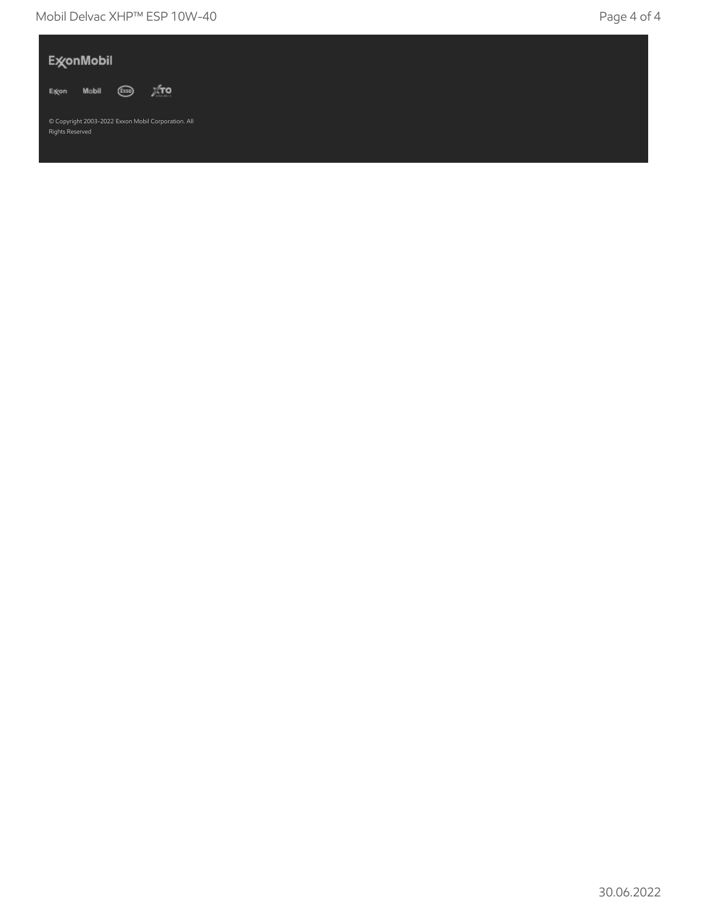ExxonMobil

Exxon Mobil Esso XTO

© Copyright 2003-2022 Exxon Mobil Corporation. All Rights Reserved